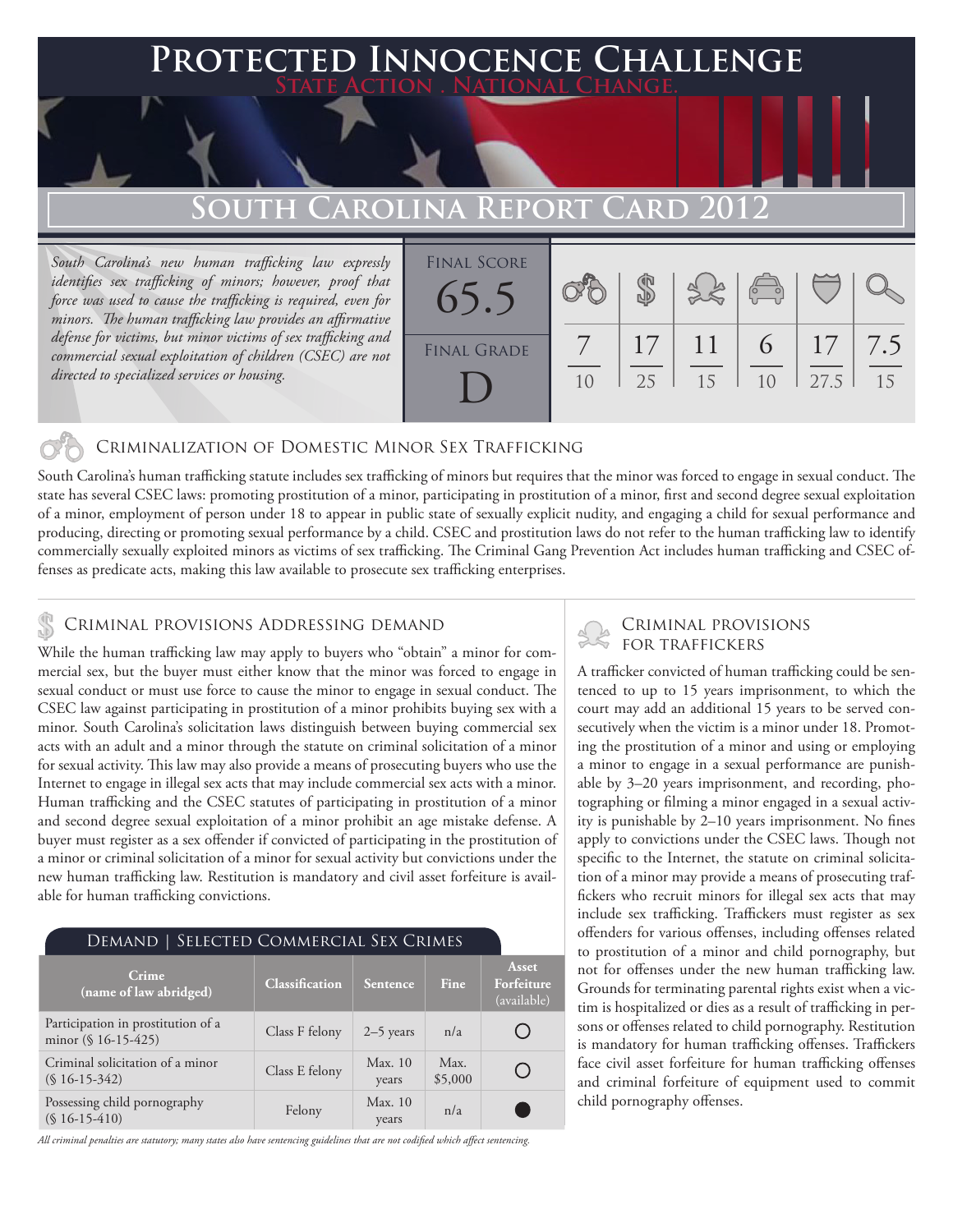# Protected Innocence Challenge

State Action . National Change.

## South Carolina Report Card 2012

*South Carolina's new human trafficking law expressly identifies sex trafficking of minors; however, proof that force was used to cause the trafficking is required, even for minors. The human trafficking law provides an affirmative defense for victims, but minor victims of sex trafficking and commercial sexual exploitation of children (CSEC) are not directed to specialized services or housing.*

Final Score: 65.5

Final Grade: D

| Criminalization of Domestic Minor Sex Trafficking | Criminal Provisions Addressing Demand | Criminal Provisions for Traffickers | Criminal Provisions for Facilitators | Protective Provisions for Child Victims | Criminal Justice Tools for Investigation and Prosecutions |
|---|---|---|---|---|---|
| 7/10 | 17/25 | 11/15 | 6/10 | 17/27.5 | 7.5/15 |

### Criminalization of Domestic Minor Sex Trafficking

South Carolina's human trafficking statute includes sex trafficking of minors but requires that the minor was forced to engage in sexual conduct. The state has several CSEC laws: promoting prostitution of a minor, participating in prostitution of a minor, first and second degree sexual exploitation of a minor, employment of person under 18 to appear in public state of sexually explicit nudity, and engaging a child for sexual performance and producing, directing or promoting sexual performance by a child. CSEC and prostitution laws do not refer to the human trafficking law to identify commercially sexually exploited minors as victims of sex trafficking. The Criminal Gang Prevention Act includes human trafficking and CSEC offenses as predicate acts, making this law available to prosecute sex trafficking enterprises.

### Criminal provisions Addressing demand

While the human trafficking law may apply to buyers who "obtain" a minor for commercial sex, but the buyer must either know that the minor was forced to engage in sexual conduct or must use force to cause the minor to engage in sexual conduct. The CSEC law against participating in prostitution of a minor prohibits buying sex with a minor. South Carolina's solicitation laws distinguish between buying commercial sex acts with an adult and a minor through the statute on criminal solicitation of a minor for sexual activity. This law may also provide a means of prosecuting buyers who use the Internet to engage in illegal sex acts that may include commercial sex acts with a minor. Human trafficking and the CSEC statutes of participating in prostitution of a minor and second degree sexual exploitation of a minor prohibit an age mistake defense. A buyer must register as a sex offender if convicted of participating in the prostitution of a minor or criminal solicitation of a minor for sexual activity but convictions under the new human trafficking law. Restitution is mandatory and civil asset forfeiture is available for human trafficking convictions.

**Demand | Selected Commercial Sex Crimes**

| Crime (name of law abridged) | Classification | Sentence | Fine | Asset Forfeiture (available) |
|---|---|---|---|---|
| Participation in prostitution of a minor (§ 16-15-425) | Class F felony | 2–5 years | n/a | ○ |
| Criminal solicitation of a minor (§ 16-15-342) | Class E felony | Max. 10 years | Max. $5,000 | ○ |
| Possessing child pornography (§ 16-15-410) | Felony | Max. 10 years | n/a | ● |

*All criminal penalties are statutory; many states also have sentencing guidelines that are not codified which affect sentencing.*

### Criminal provisions for traffickers

A trafficker convicted of human trafficking could be sentenced to up to 15 years imprisonment, to which the court may add an additional 15 years to be served consecutively when the victim is a minor under 18. Promoting the prostitution of a minor and using or employing a minor to engage in a sexual performance are punishable by 3–20 years imprisonment, and recording, photographing or filming a minor engaged in a sexual activity is punishable by 2–10 years imprisonment. No fines apply to convictions under the CSEC laws. Though not specific to the Internet, the statute on criminal solicitation of a minor may provide a means of prosecuting traffickers who recruit minors for illegal sex acts that may include sex trafficking. Traffickers must register as sex offenders for various offenses, including offenses related to prostitution of a minor and child pornography, but not for offenses under the new human trafficking law. Grounds for terminating parental rights exist when a victim is hospitalized or dies as a result of trafficking in persons or offenses related to child pornography. Restitution is mandatory for human trafficking offenses. Traffickers face civil asset forfeiture for human trafficking offenses and criminal forfeiture of equipment used to commit child pornography offenses.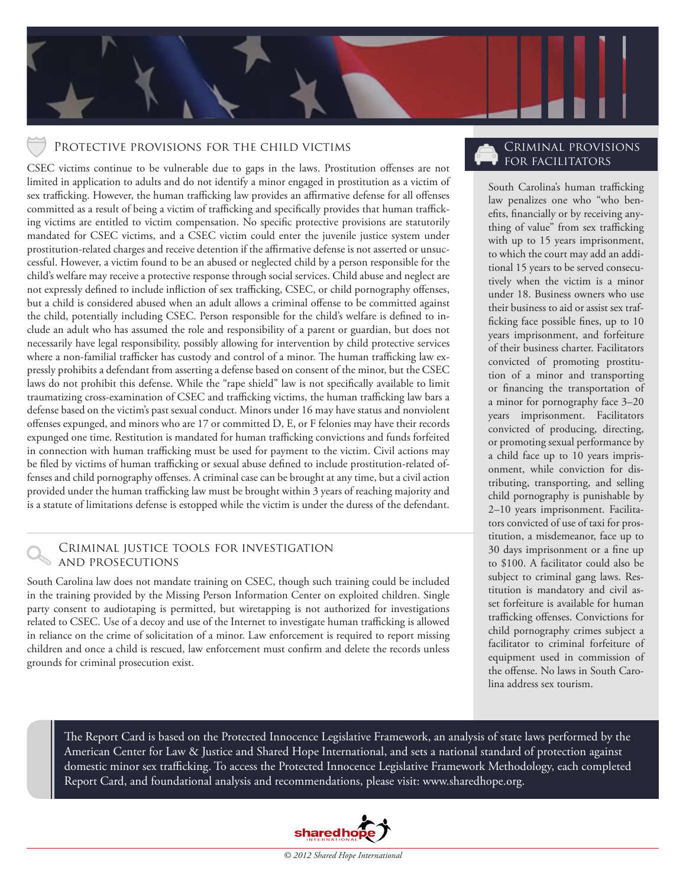## Protective provisions for the child victims

CSEC victims continue to be vulnerable due to gaps in the laws. Prostitution offenses are not limited in application to adults and do not identify a minor engaged in prostitution as a victim of sex trafficking. However, the human trafficking law provides an affirmative defense for all offenses committed as a result of being a victim of trafficking and specifically provides that human trafficking victims are entitled to victim compensation. No specific protective provisions are statutorily mandated for CSEC victims, and a CSEC victim could enter the juvenile justice system under prostitution-related charges and receive detention if the affirmative defense is not asserted or unsuccessful. However, a victim found to be an abused or neglected child by a person responsible for the child's welfare may receive a protective response through social services. Child abuse and neglect are not expressly defined to include infliction of sex trafficking, CSEC, or child pornography offenses, but a child is considered abused when an adult allows a criminal offense to be committed against the child, potentially including CSEC. Person responsible for the child's welfare is defined to include an adult who has assumed the role and responsibility of a parent or guardian, but does not necessarily have legal responsibility, possibly allowing for intervention by child protective services where a non-familial trafficker has custody and control of a minor. The human trafficking law expressly prohibits a defendant from asserting a defense based on consent of the minor, but the CSEC laws do not prohibit this defense. While the "rape shield" law is not specifically available to limit traumatizing cross-examination of CSEC and trafficking victims, the human trafficking law bars a defense based on the victim's past sexual conduct. Minors under 16 may have status and nonviolent offenses expunged, and minors who are 17 or committed D, E, or F felonies may have their records expunged one time. Restitution is mandated for human trafficking convictions and funds forfeited in connection with human trafficking must be used for payment to the victim. Civil actions may be filed by victims of human trafficking or sexual abuse defined to include prostitution-related offenses and child pornography offenses. A criminal case can be brought at any time, but a civil action provided under the human trafficking law must be brought within 3 years of reaching majority and is a statute of limitations defense is estopped while the victim is under the duress of the defendant.

## Criminal justice tools for investigation and prosecutions

South Carolina law does not mandate training on CSEC, though such training could be included in the training provided by the Missing Person Information Center on exploited children. Single party consent to audiotaping is permitted, but wiretapping is not authorized for investigations related to CSEC. Use of a decoy and use of the Internet to investigate human trafficking is allowed in reliance on the crime of solicitation of a minor. Law enforcement is required to report missing children and once a child is rescued, law enforcement must confirm and delete the records unless grounds for criminal prosecution exist.

## Criminal provisions for facilitators

South Carolina's human trafficking law penalizes one who "who benefits, financially or by receiving anything of value" from sex trafficking with up to 15 years imprisonment, to which the court may add an additional 15 years to be served consecutively when the victim is a minor under 18. Business owners who use their business to aid or assist sex trafficking face possible fines, up to 10 years imprisonment, and forfeiture of their business charter. Facilitators convicted of promoting prostitution of a minor and transporting or financing the transportation of a minor for pornography face 3–20 years imprisonment. Facilitators convicted of producing, directing, or promoting sexual performance by a child face up to 10 years imprisonment, while conviction for distributing, transporting, and selling child pornography is punishable by 2–10 years imprisonment. Facilitators convicted of use of taxi for prostitution, a misdemeanor, face up to 30 days imprisonment or a fine up to $100. A facilitator could also be subject to criminal gang laws. Restitution is mandatory and civil asset forfeiture is available for human trafficking offenses. Convictions for child pornography crimes subject a facilitator to criminal forfeiture of equipment used in commission of the offense. No laws in South Carolina address sex tourism.

The Report Card is based on the Protected Innocence Legislative Framework, an analysis of state laws performed by the American Center for Law & Justice and Shared Hope International, and sets a national standard of protection against domestic minor sex trafficking. To access the Protected Innocence Legislative Framework Methodology, each completed Report Card, and foundational analysis and recommendations, please visit: www.sharedhope.org.

shared hope INTERNATIONAL

*© 2012 Shared Hope International*